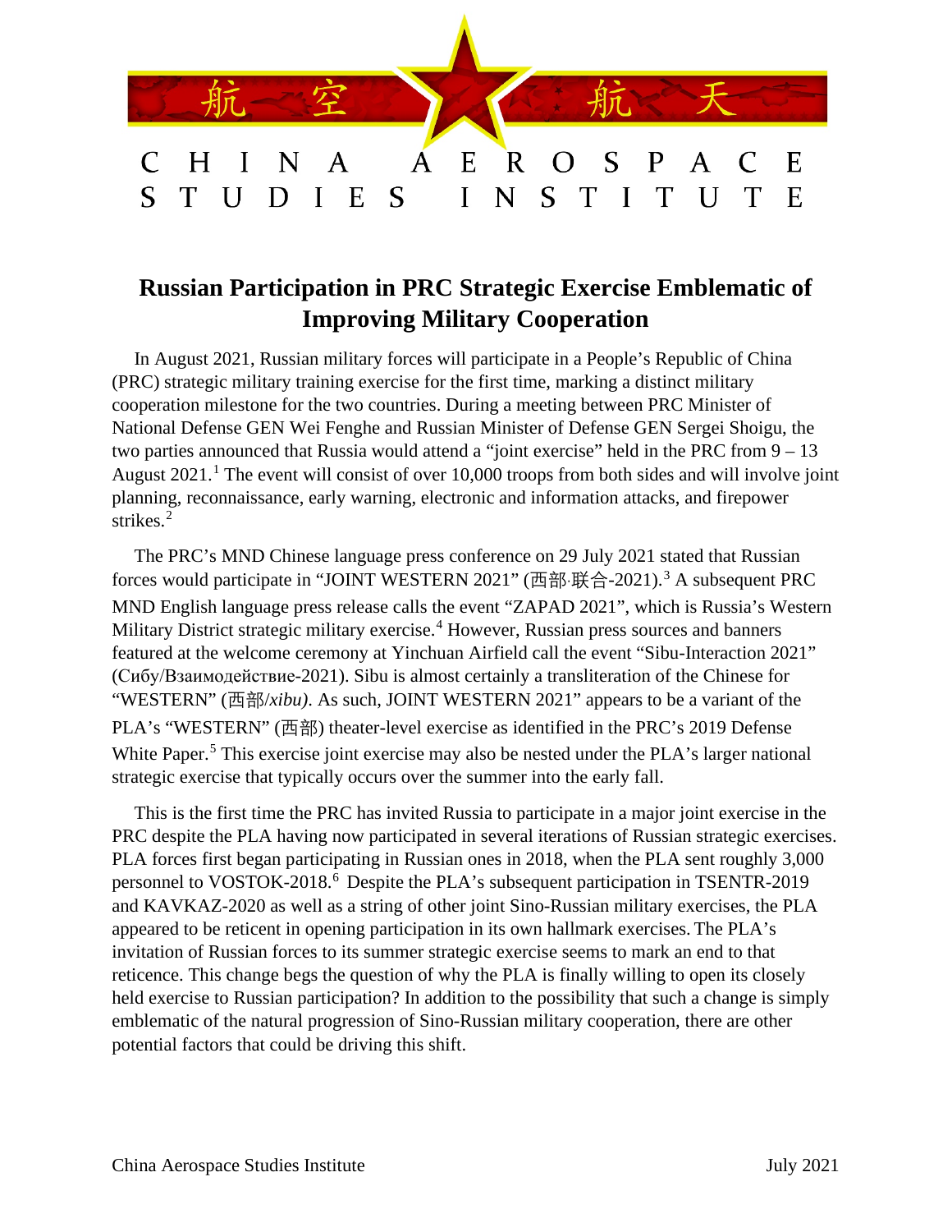# CHINA AEROSPACE STUDIES INSTITUTE

## Russian Participation in PRC Strategic Exercise Emblematic of Improving Military Cooperation

In August 2021, Russian military forces will participate in a People's Republic of China (PRC) strategic military training exercise for the first time, marking a distinct military cooperation milestone for the two countries. During a meeting between PRC Minister of National Defense GEN Wei Fenghe and Russian Minister of Defense GEN Sergei Shoigu, the two parties announced that Russia would attend a "joint exercise" held in the PRC from 9 – 13 August 2021.[1] The event will consist of over 10,000 troops from both sides and will involve joint planning, reconnaissance, early warning, electronic and information attacks, and firepower strikes.[2]

The PRC's MND Chinese language press conference on 29 July 2021 stated that Russian forces would participate in "JOINT WESTERN 2021" (西部·联合-2021).[3] A subsequent PRC MND English language press release calls the event "ZAPAD 2021", which is Russia's Western Military District strategic military exercise.[4] However, Russian press sources and banners featured at the welcome ceremony at Yinchuan Airfield call the event "Sibu-Interaction 2021" (Сибу/Взаимодействие-2021). Sibu is almost certainly a transliteration of the Chinese for "WESTERN" (西部/*xibu)*. As such, JOINT WESTERN 2021" appears to be a variant of the PLA's "WESTERN" (西部) theater-level exercise as identified in the PRC's 2019 Defense White Paper.[5] This exercise joint exercise may also be nested under the PLA's larger national strategic exercise that typically occurs over the summer into the early fall.

This is the first time the PRC has invited Russia to participate in a major joint exercise in the PRC despite the PLA having now participated in several iterations of Russian strategic exercises. PLA forces first began participating in Russian ones in 2018, when the PLA sent roughly 3,000 personnel to VOSTOK-2018.[6] Despite the PLA's subsequent participation in TSENTR-2019 and KAVKAZ-2020 as well as a string of other joint Sino-Russian military exercises, the PLA appeared to be reticent in opening participation in its own hallmark exercises. The PLA's invitation of Russian forces to its summer strategic exercise seems to mark an end to that reticence. This change begs the question of why the PLA is finally willing to open its closely held exercise to Russian participation? In addition to the possibility that such a change is simply emblematic of the natural progression of Sino-Russian military cooperation, there are other potential factors that could be driving this shift.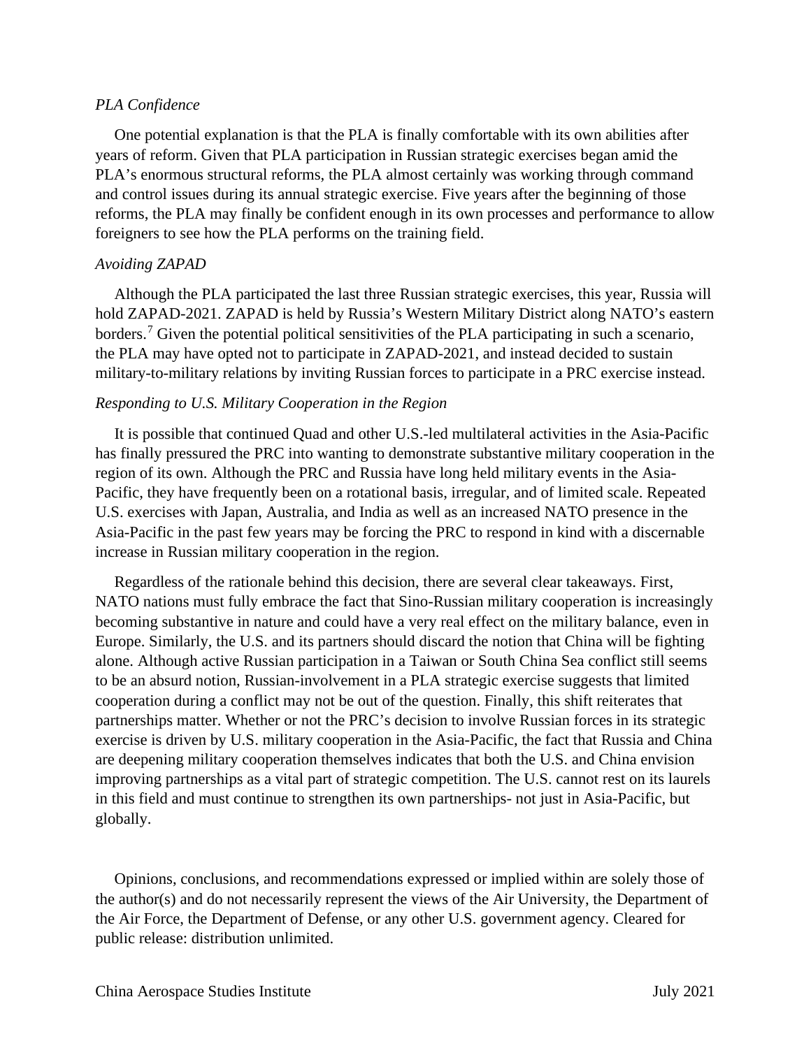*PLA Confidence*

One potential explanation is that the PLA is finally comfortable with its own abilities after years of reform. Given that PLA participation in Russian strategic exercises began amid the PLA's enormous structural reforms, the PLA almost certainly was working through command and control issues during its annual strategic exercise. Five years after the beginning of those reforms, the PLA may finally be confident enough in its own processes and performance to allow foreigners to see how the PLA performs on the training field.

*Avoiding ZAPAD*

Although the PLA participated the last three Russian strategic exercises, this year, Russia will hold ZAPAD-2021. ZAPAD is held by Russia's Western Military District along NATO's eastern borders.[7] Given the potential political sensitivities of the PLA participating in such a scenario, the PLA may have opted not to participate in ZAPAD-2021, and instead decided to sustain military-to-military relations by inviting Russian forces to participate in a PRC exercise instead.

*Responding to U.S. Military Cooperation in the Region*

It is possible that continued Quad and other U.S.-led multilateral activities in the Asia-Pacific has finally pressured the PRC into wanting to demonstrate substantive military cooperation in the region of its own. Although the PRC and Russia have long held military events in the Asia-Pacific, they have frequently been on a rotational basis, irregular, and of limited scale. Repeated U.S. exercises with Japan, Australia, and India as well as an increased NATO presence in the Asia-Pacific in the past few years may be forcing the PRC to respond in kind with a discernable increase in Russian military cooperation in the region.

Regardless of the rationale behind this decision, there are several clear takeaways. First, NATO nations must fully embrace the fact that Sino-Russian military cooperation is increasingly becoming substantive in nature and could have a very real effect on the military balance, even in Europe. Similarly, the U.S. and its partners should discard the notion that China will be fighting alone. Although active Russian participation in a Taiwan or South China Sea conflict still seems to be an absurd notion, Russian-involvement in a PLA strategic exercise suggests that limited cooperation during a conflict may not be out of the question. Finally, this shift reiterates that partnerships matter. Whether or not the PRC's decision to involve Russian forces in its strategic exercise is driven by U.S. military cooperation in the Asia-Pacific, the fact that Russia and China are deepening military cooperation themselves indicates that both the U.S. and China envision improving partnerships as a vital part of strategic competition. The U.S. cannot rest on its laurels in this field and must continue to strengthen its own partnerships- not just in Asia-Pacific, but globally.

Opinions, conclusions, and recommendations expressed or implied within are solely those of the author(s) and do not necessarily represent the views of the Air University, the Department of the Air Force, the Department of Defense, or any other U.S. government agency. Cleared for public release: distribution unlimited.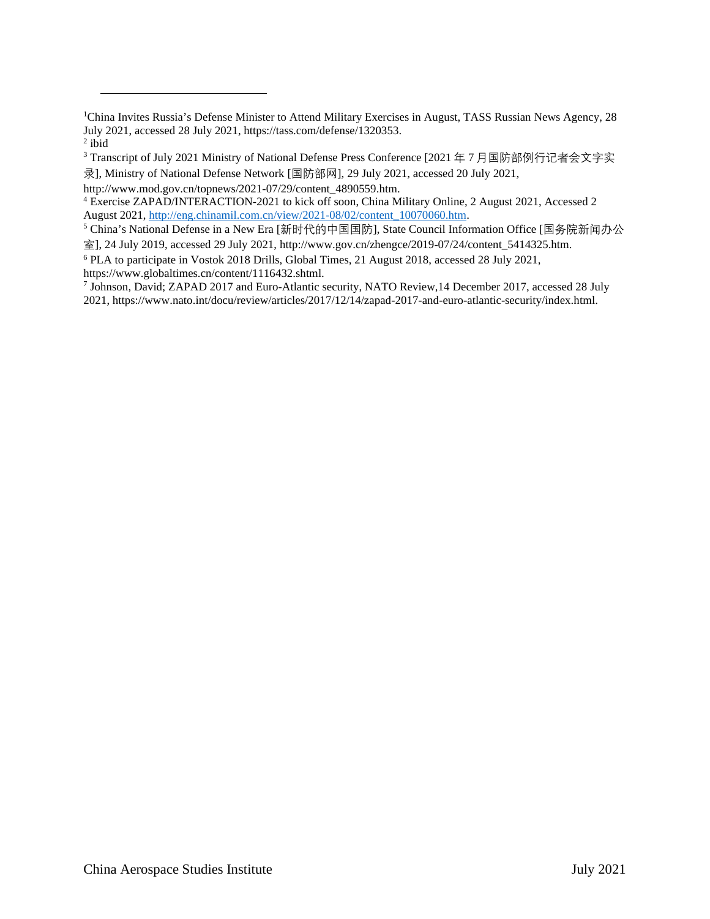[1]China Invites Russia's Defense Minister to Attend Military Exercises in August, TASS Russian News Agency, 28 July 2021, accessed 28 July 2021, https://tass.com/defense/1320353.

[2] ibid

[3] Transcript of July 2021 Ministry of National Defense Press Conference [2021 年 7 月国防部例行记者会文字实录], Ministry of National Defense Network [国防部网], 29 July 2021, accessed 20 July 2021, http://www.mod.gov.cn/topnews/2021-07/29/content_4890559.htm.

[4] Exercise ZAPAD/INTERACTION-2021 to kick off soon, China Military Online, 2 August 2021, Accessed 2 August 2021, http://eng.chinamil.com.cn/view/2021-08/02/content_10070060.htm.

[5] China's National Defense in a New Era [新时代的中国国防], State Council Information Office [国务院新闻办公室], 24 July 2019, accessed 29 July 2021, http://www.gov.cn/zhengce/2019-07/24/content_5414325.htm.

[6] PLA to participate in Vostok 2018 Drills, Global Times, 21 August 2018, accessed 28 July 2021, https://www.globaltimes.cn/content/1116432.shtml.

[7] Johnson, David; ZAPAD 2017 and Euro-Atlantic security, NATO Review,14 December 2017, accessed 28 July 2021, https://www.nato.int/docu/review/articles/2017/12/14/zapad-2017-and-euro-atlantic-security/index.html.